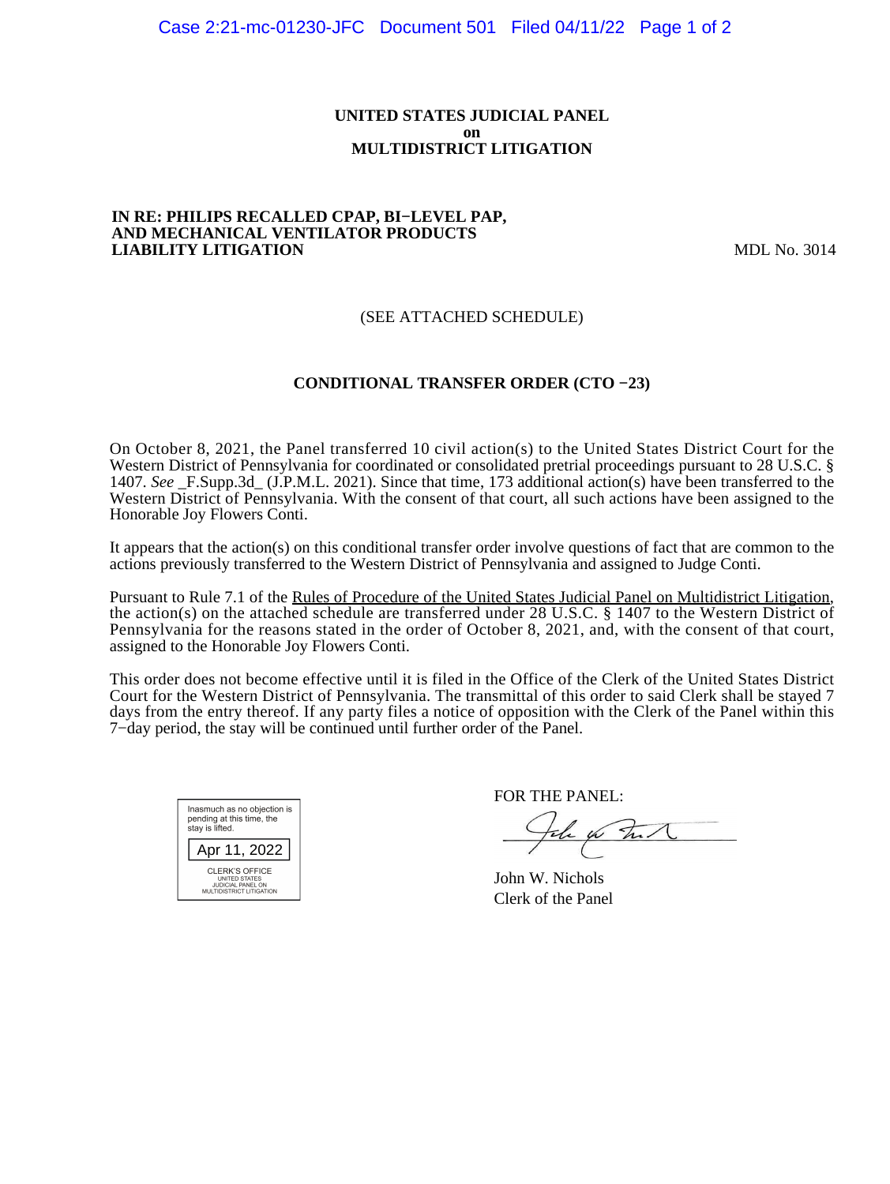**UNITED STATES JUDICIAL PANEL**
**on**
**MULTIDISTRICT LITIGATION**

**IN RE: PHILIPS RECALLED CPAP, BI−LEVEL PAP, AND MECHANICAL VENTILATOR PRODUCTS LIABILITY LITIGATION** MDL No. 3014

(SEE ATTACHED SCHEDULE)

**CONDITIONAL TRANSFER ORDER (CTO −23)**

On October 8, 2021, the Panel transferred 10 civil action(s) to the United States District Court for the Western District of Pennsylvania for coordinated or consolidated pretrial proceedings pursuant to 28 U.S.C. § 1407. *See* _F.Supp.3d_ (J.P.M.L. 2021). Since that time, 173 additional action(s) have been transferred to the Western District of Pennsylvania. With the consent of that court, all such actions have been assigned to the Honorable Joy Flowers Conti.

It appears that the action(s) on this conditional transfer order involve questions of fact that are common to the actions previously transferred to the Western District of Pennsylvania and assigned to Judge Conti.

Pursuant to Rule 7.1 of the Rules of Procedure of the United States Judicial Panel on Multidistrict Litigation, the action(s) on the attached schedule are transferred under 28 U.S.C. § 1407 to the Western District of Pennsylvania for the reasons stated in the order of October 8, 2021, and, with the consent of that court, assigned to the Honorable Joy Flowers Conti.

This order does not become effective until it is filed in the Office of the Clerk of the United States District Court for the Western District of Pennsylvania. The transmittal of this order to said Clerk shall be stayed 7 days from the entry thereof. If any party files a notice of opposition with the Clerk of the Panel within this 7−day period, the stay will be continued until further order of the Panel.

Inasmuch as no objection is pending at this time, the stay is lifted.

Apr 11, 2022

CLERK'S OFFICE
UNITED STATES
JUDICIAL PANEL ON
MULTIDISTRICT LITIGATION

FOR THE PANEL:

John W. Nichols
Clerk of the Panel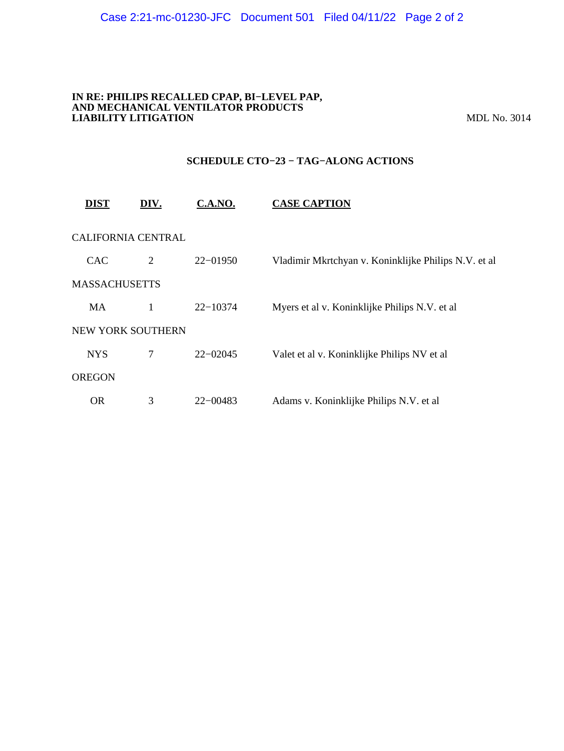**IN RE: PHILIPS RECALLED CPAP, BI−LEVEL PAP, AND MECHANICAL VENTILATOR PRODUCTS LIABILITY LITIGATION**

MDL No. 3014

## SCHEDULE CTO−23 − TAG−ALONG ACTIONS

| DIST | DIV. | C.A.NO. | CASE CAPTION |
|---|---|---|---|
| CALIFORNIA CENTRAL | | | |
| CAC | 2 | 22−01950 | Vladimir Mkrtchyan v. Koninklijke Philips N.V. et al |
| MASSACHUSETTS | | | |
| MA | 1 | 22−10374 | Myers et al v. Koninklijke Philips N.V. et al |
| NEW YORK SOUTHERN | | | |
| NYS | 7 | 22−02045 | Valet et al v. Koninklijke Philips NV et al |
| OREGON | | | |
| OR | 3 | 22−00483 | Adams v. Koninklijke Philips N.V. et al |